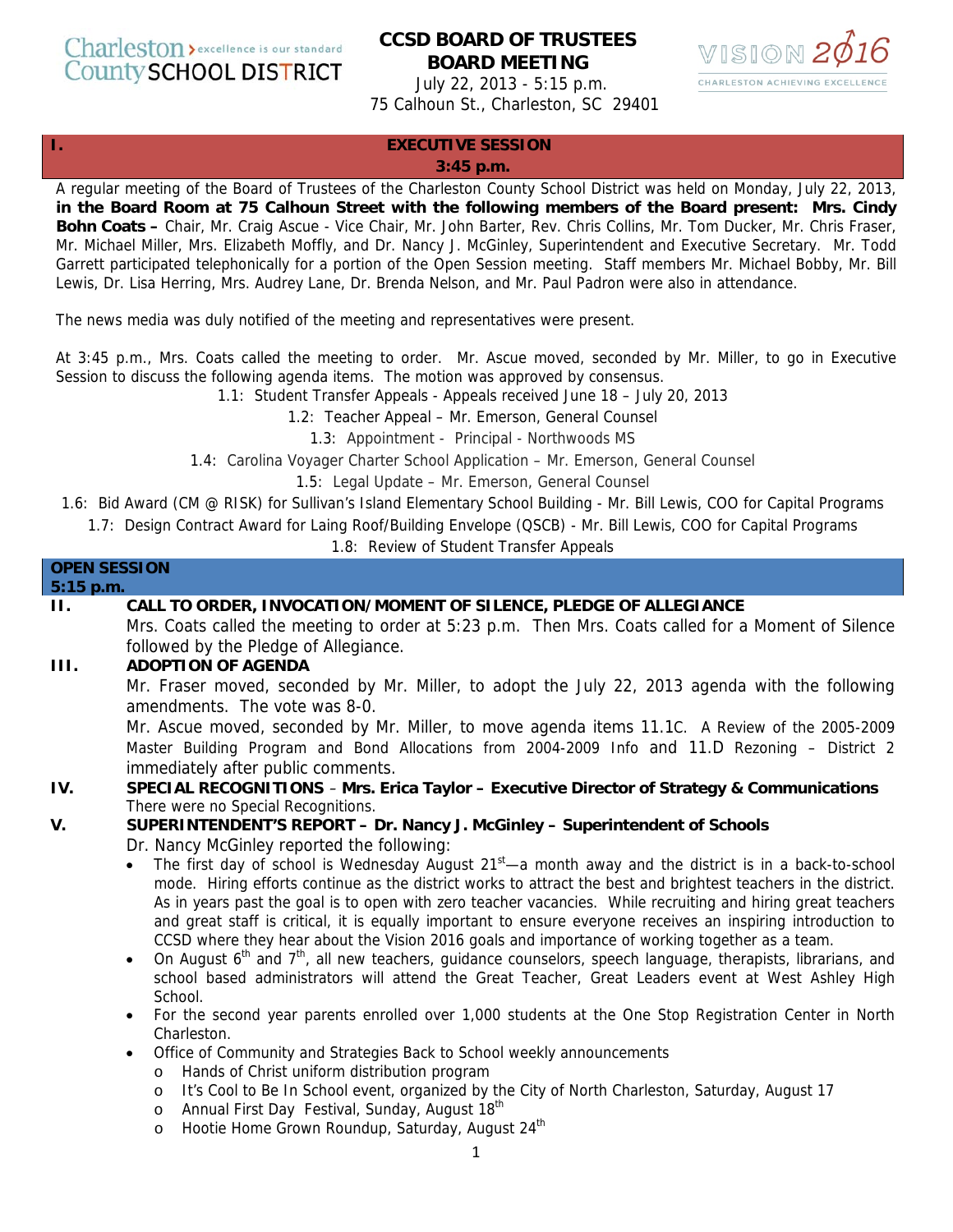Charleston County SCHOOL DISTRICT — excellence is our standard

# CCSD BOARD OF TRUSTEES BOARD MEETING

July 22, 2013 - 5:15 p.m.
75 Calhoun St., Charleston, SC 29401

VISION 2016 — CHARLESTON ACHIEVING EXCELLENCE

## I. EXECUTIVE SESSION
**3:45 p.m.**

A regular meeting of the Board of Trustees of the Charleston County School District was held on Monday, July 22, 2013, **in the Board Room at 75 Calhoun Street with the following members of the Board present: Mrs. Cindy Bohn Coats –** Chair, Mr. Craig Ascue - Vice Chair, Mr. John Barter, Rev. Chris Collins, Mr. Tom Ducker, Mr. Chris Fraser, Mr. Michael Miller, Mrs. Elizabeth Moffly, and Dr. Nancy J. McGinley, Superintendent and Executive Secretary. Mr. Todd Garrett participated telephonically for a portion of the Open Session meeting. Staff members Mr. Michael Bobby, Mr. Bill Lewis, Dr. Lisa Herring, Mrs. Audrey Lane, Dr. Brenda Nelson, and Mr. Paul Padron were also in attendance.

The news media was duly notified of the meeting and representatives were present.

At 3:45 p.m., Mrs. Coats called the meeting to order. Mr. Ascue moved, seconded by Mr. Miller, to go in Executive Session to discuss the following agenda items. The motion was approved by consensus.

1.1: Student Transfer Appeals - Appeals received June 18 – July 20, 2013
1.2: Teacher Appeal – Mr. Emerson, General Counsel
1.3: Appointment - Principal - Northwoods MS
1.4: Carolina Voyager Charter School Application – Mr. Emerson, General Counsel
1.5: Legal Update – Mr. Emerson, General Counsel
1.6: Bid Award (CM @ RISK) for Sullivan's Island Elementary School Building - Mr. Bill Lewis, COO for Capital Programs
1.7: Design Contract Award for Laing Roof/Building Envelope (QSCB) - Mr. Bill Lewis, COO for Capital Programs
1.8: Review of Student Transfer Appeals

## OPEN SESSION
**5:15 p.m.**

### II. CALL TO ORDER, INVOCATION/MOMENT OF SILENCE, PLEDGE OF ALLEGIANCE

Mrs. Coats called the meeting to order at 5:23 p.m. Then Mrs. Coats called for a Moment of Silence followed by the Pledge of Allegiance.

### III. ADOPTION OF AGENDA

Mr. Fraser moved, seconded by Mr. Miller, to adopt the July 22, 2013 agenda with the following amendments. The vote was 8-0.

Mr. Ascue moved, seconded by Mr. Miller, to move agenda items 11.1C. A Review of the 2005-2009 Master Building Program and Bond Allocations from 2004-2009 Info and 11.D Rezoning – District 2 immediately after public comments.

### IV. SPECIAL RECOGNITIONS – Mrs. Erica Taylor – Executive Director of Strategy & Communications

There were no Special Recognitions.

### V. SUPERINTENDENT'S REPORT – Dr. Nancy J. McGinley – Superintendent of Schools

Dr. Nancy McGinley reported the following:

- The first day of school is Wednesday August 21st—a month away and the district is in a back-to-school mode. Hiring efforts continue as the district works to attract the best and brightest teachers in the district. As in years past the goal is to open with zero teacher vacancies. While recruiting and hiring great teachers and great staff is critical, it is equally important to ensure everyone receives an inspiring introduction to CCSD where they hear about the Vision 2016 goals and importance of working together as a team.
- On August 6th and 7th, all new teachers, guidance counselors, speech language, therapists, librarians, and school based administrators will attend the Great Teacher, Great Leaders event at West Ashley High School.
- For the second year parents enrolled over 1,000 students at the One Stop Registration Center in North Charleston.
- Office of Community and Strategies Back to School weekly announcements
  - Hands of Christ uniform distribution program
  - It's Cool to Be In School event, organized by the City of North Charleston, Saturday, August 17
  - Annual First Day Festival, Sunday, August 18th
  - Hootie Home Grown Roundup, Saturday, August 24th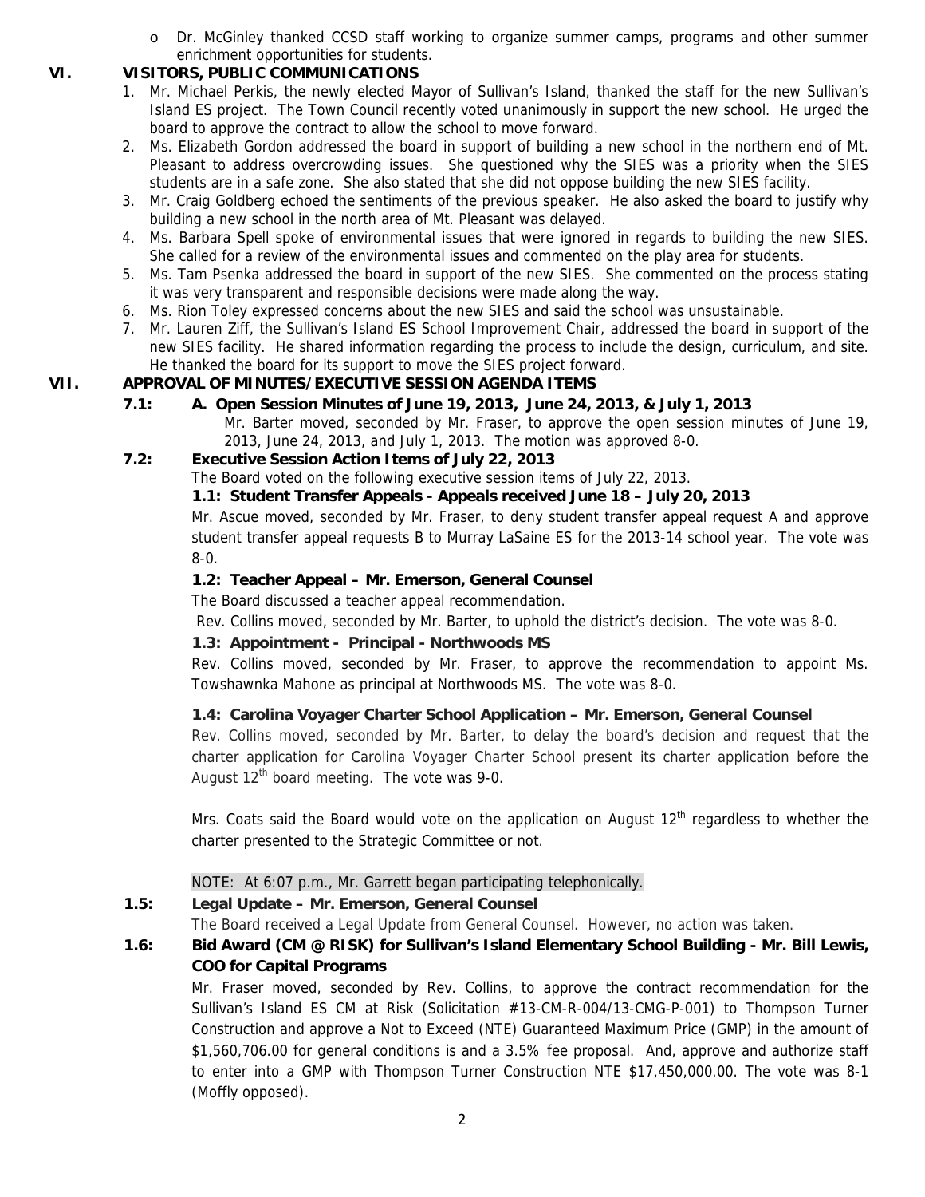- o Dr. McGinley thanked CCSD staff working to organize summer camps, programs and other summer enrichment opportunities for students.

## VI. VISITORS, PUBLIC COMMUNICATIONS

1. Mr. Michael Perkis, the newly elected Mayor of Sullivan's Island, thanked the staff for the new Sullivan's Island ES project. The Town Council recently voted unanimously in support the new school. He urged the board to approve the contract to allow the school to move forward.
2. Ms. Elizabeth Gordon addressed the board in support of building a new school in the northern end of Mt. Pleasant to address overcrowding issues. She questioned why the SIES was a priority when the SIES students are in a safe zone. She also stated that she did not oppose building the new SIES facility.
3. Mr. Craig Goldberg echoed the sentiments of the previous speaker. He also asked the board to justify why building a new school in the north area of Mt. Pleasant was delayed.
4. Ms. Barbara Spell spoke of environmental issues that were ignored in regards to building the new SIES. She called for a review of the environmental issues and commented on the play area for students.
5. Ms. Tam Psenka addressed the board in support of the new SIES. She commented on the process stating it was very transparent and responsible decisions were made along the way.
6. Ms. Rion Toley expressed concerns about the new SIES and said the school was unsustainable.
7. Mr. Lauren Ziff, the Sullivan's Island ES School Improvement Chair, addressed the board in support of the new SIES facility. He shared information regarding the process to include the design, curriculum, and site. He thanked the board for its support to move the SIES project forward.

## VII. APPROVAL OF MINUTES/EXECUTIVE SESSION AGENDA ITEMS

**7.1: A. Open Session Minutes of June 19, 2013, June 24, 2013, & July 1, 2013**

Mr. Barter moved, seconded by Mr. Fraser, to approve the open session minutes of June 19, 2013, June 24, 2013, and July 1, 2013. The motion was approved 8-0.

**7.2: Executive Session Action Items of July 22, 2013**

The Board voted on the following executive session items of July 22, 2013.

**1.1: Student Transfer Appeals - Appeals received June 18 – July 20, 2013**

Mr. Ascue moved, seconded by Mr. Fraser, to deny student transfer appeal request A and approve student transfer appeal requests B to Murray LaSaine ES for the 2013-14 school year. The vote was 8-0.

**1.2: Teacher Appeal – Mr. Emerson, General Counsel**

The Board discussed a teacher appeal recommendation.

Rev. Collins moved, seconded by Mr. Barter, to uphold the district's decision. The vote was 8-0.

**1.3: Appointment - Principal - Northwoods MS**

Rev. Collins moved, seconded by Mr. Fraser, to approve the recommendation to appoint Ms. Towshawnka Mahone as principal at Northwoods MS. The vote was 8-0.

**1.4: Carolina Voyager Charter School Application – Mr. Emerson, General Counsel**

Rev. Collins moved, seconded by Mr. Barter, to delay the board's decision and request that the charter application for Carolina Voyager Charter School present its charter application before the August 12th board meeting. The vote was 9-0.

Mrs. Coats said the Board would vote on the application on August 12th regardless to whether the charter presented to the Strategic Committee or not.

NOTE: At 6:07 p.m., Mr. Garrett began participating telephonically.

**1.5: Legal Update – Mr. Emerson, General Counsel**

The Board received a Legal Update from General Counsel. However, no action was taken.

**1.6: Bid Award (CM @ RISK) for Sullivan's Island Elementary School Building - Mr. Bill Lewis, COO for Capital Programs**

Mr. Fraser moved, seconded by Rev. Collins, to approve the contract recommendation for the Sullivan's Island ES CM at Risk (Solicitation #13-CM-R-004/13-CMG-P-001) to Thompson Turner Construction and approve a Not to Exceed (NTE) Guaranteed Maximum Price (GMP) in the amount of $1,560,706.00 for general conditions is and a 3.5% fee proposal. And, approve and authorize staff to enter into a GMP with Thompson Turner Construction NTE $17,450,000.00. The vote was 8-1 (Moffly opposed).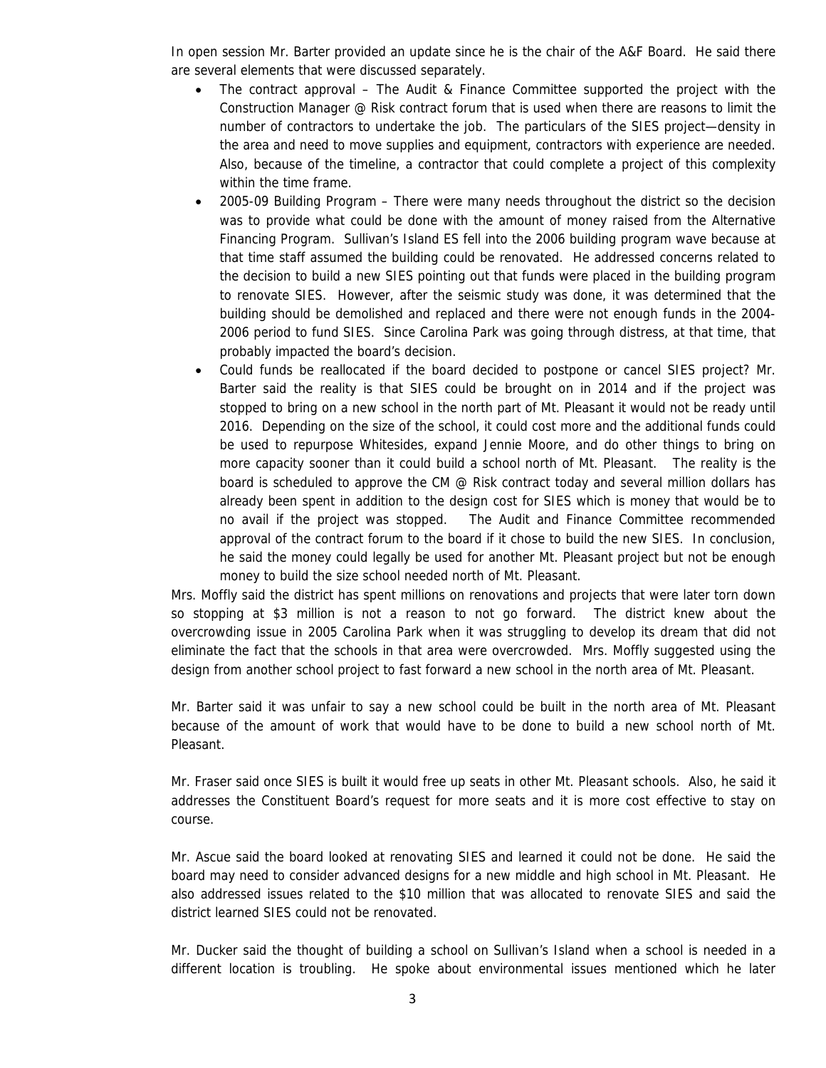In open session Mr. Barter provided an update since he is the chair of the A&F Board. He said there are several elements that were discussed separately.

- The contract approval – The Audit & Finance Committee supported the project with the Construction Manager @ Risk contract forum that is used when there are reasons to limit the number of contractors to undertake the job. The particulars of the SIES project—density in the area and need to move supplies and equipment, contractors with experience are needed. Also, because of the timeline, a contractor that could complete a project of this complexity within the time frame.
- 2005-09 Building Program – There were many needs throughout the district so the decision was to provide what could be done with the amount of money raised from the Alternative Financing Program. Sullivan's Island ES fell into the 2006 building program wave because at that time staff assumed the building could be renovated. He addressed concerns related to the decision to build a new SIES pointing out that funds were placed in the building program to renovate SIES. However, after the seismic study was done, it was determined that the building should be demolished and replaced and there were not enough funds in the 2004-2006 period to fund SIES. Since Carolina Park was going through distress, at that time, that probably impacted the board's decision.
- Could funds be reallocated if the board decided to postpone or cancel SIES project? Mr. Barter said the reality is that SIES could be brought on in 2014 and if the project was stopped to bring on a new school in the north part of Mt. Pleasant it would not be ready until 2016. Depending on the size of the school, it could cost more and the additional funds could be used to repurpose Whitesides, expand Jennie Moore, and do other things to bring on more capacity sooner than it could build a school north of Mt. Pleasant. The reality is the board is scheduled to approve the CM @ Risk contract today and several million dollars has already been spent in addition to the design cost for SIES which is money that would be to no avail if the project was stopped. The Audit and Finance Committee recommended approval of the contract forum to the board if it chose to build the new SIES. In conclusion, he said the money could legally be used for another Mt. Pleasant project but not be enough money to build the size school needed north of Mt. Pleasant.

Mrs. Moffly said the district has spent millions on renovations and projects that were later torn down so stopping at $3 million is not a reason to not go forward. The district knew about the overcrowding issue in 2005 Carolina Park when it was struggling to develop its dream that did not eliminate the fact that the schools in that area were overcrowded. Mrs. Moffly suggested using the design from another school project to fast forward a new school in the north area of Mt. Pleasant.

Mr. Barter said it was unfair to say a new school could be built in the north area of Mt. Pleasant because of the amount of work that would have to be done to build a new school north of Mt. Pleasant.

Mr. Fraser said once SIES is built it would free up seats in other Mt. Pleasant schools. Also, he said it addresses the Constituent Board's request for more seats and it is more cost effective to stay on course.

Mr. Ascue said the board looked at renovating SIES and learned it could not be done. He said the board may need to consider advanced designs for a new middle and high school in Mt. Pleasant. He also addressed issues related to the $10 million that was allocated to renovate SIES and said the district learned SIES could not be renovated.

Mr. Ducker said the thought of building a school on Sullivan's Island when a school is needed in a different location is troubling. He spoke about environmental issues mentioned which he later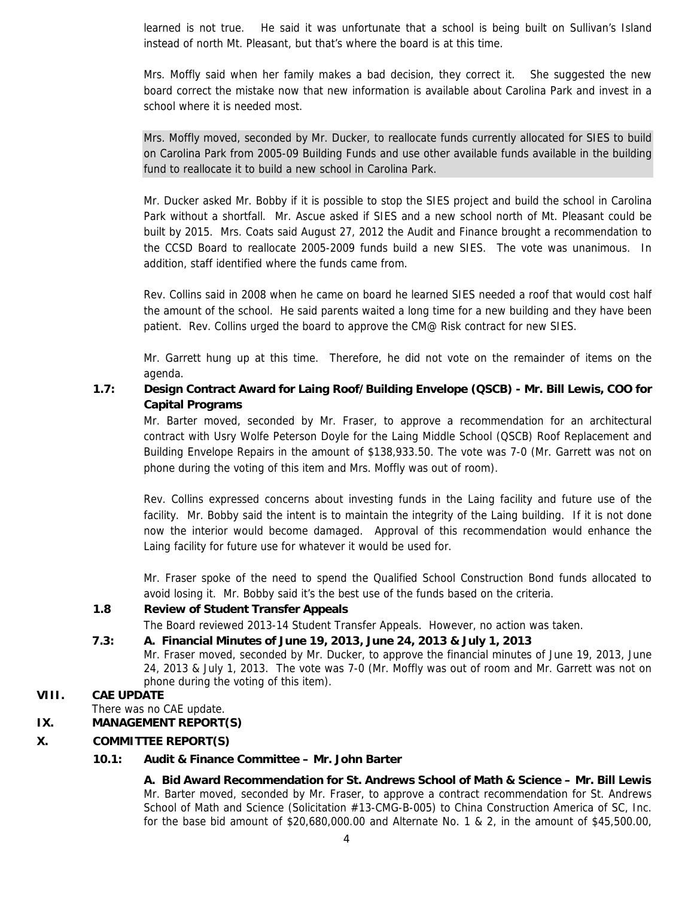learned is not true. He said it was unfortunate that a school is being built on Sullivan's Island instead of north Mt. Pleasant, but that's where the board is at this time.

Mrs. Moffly said when her family makes a bad decision, they correct it. She suggested the new board correct the mistake now that new information is available about Carolina Park and invest in a school where it is needed most.

Mrs. Moffly moved, seconded by Mr. Ducker, to reallocate funds currently allocated for SIES to build on Carolina Park from 2005-09 Building Funds and use other available funds available in the building fund to reallocate it to build a new school in Carolina Park.

Mr. Ducker asked Mr. Bobby if it is possible to stop the SIES project and build the school in Carolina Park without a shortfall. Mr. Ascue asked if SIES and a new school north of Mt. Pleasant could be built by 2015. Mrs. Coats said August 27, 2012 the Audit and Finance brought a recommendation to the CCSD Board to reallocate 2005-2009 funds build a new SIES. The vote was unanimous. In addition, staff identified where the funds came from.

Rev. Collins said in 2008 when he came on board he learned SIES needed a roof that would cost half the amount of the school. He said parents waited a long time for a new building and they have been patient. Rev. Collins urged the board to approve the CM@ Risk contract for new SIES.

Mr. Garrett hung up at this time. Therefore, he did not vote on the remainder of items on the agenda.

**1.7: Design Contract Award for Laing Roof/Building Envelope (QSCB) - Mr. Bill Lewis, COO for Capital Programs**

Mr. Barter moved, seconded by Mr. Fraser, to approve a recommendation for an architectural contract with Usry Wolfe Peterson Doyle for the Laing Middle School (QSCB) Roof Replacement and Building Envelope Repairs in the amount of $138,933.50. The vote was 7-0 (Mr. Garrett was not on phone during the voting of this item and Mrs. Moffly was out of room).

Rev. Collins expressed concerns about investing funds in the Laing facility and future use of the facility. Mr. Bobby said the intent is to maintain the integrity of the Laing building. If it is not done now the interior would become damaged. Approval of this recommendation would enhance the Laing facility for future use for whatever it would be used for.

Mr. Fraser spoke of the need to spend the Qualified School Construction Bond funds allocated to avoid losing it. Mr. Bobby said it's the best use of the funds based on the criteria.

**1.8 Review of Student Transfer Appeals**

The Board reviewed 2013-14 Student Transfer Appeals. However, no action was taken.

**7.3: A. Financial Minutes of June 19, 2013, June 24, 2013 & July 1, 2013**

Mr. Fraser moved, seconded by Mr. Ducker, to approve the financial minutes of June 19, 2013, June 24, 2013 & July 1, 2013. The vote was 7-0 (Mr. Moffly was out of room and Mr. Garrett was not on phone during the voting of this item).

## VIII. CAE UPDATE

There was no CAE update.

## IX. MANAGEMENT REPORT(S)

## X. COMMITTEE REPORT(S)

**10.1: Audit & Finance Committee – Mr. John Barter**

**A. Bid Award Recommendation for St. Andrews School of Math & Science – Mr. Bill Lewis**

Mr. Barter moved, seconded by Mr. Fraser, to approve a contract recommendation for St. Andrews School of Math and Science (Solicitation #13-CMG-B-005) to China Construction America of SC, Inc. for the base bid amount of $20,680,000.00 and Alternate No. 1 & 2, in the amount of $45,500.00,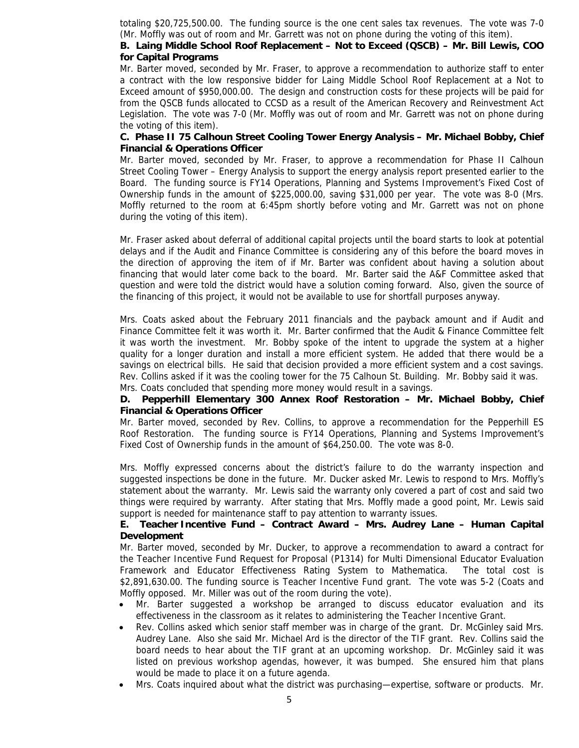totaling $20,725,500.00. The funding source is the one cent sales tax revenues. The vote was 7-0 (Mr. Moffly was out of room and Mr. Garrett was not on phone during the voting of this item).

**B. Laing Middle School Roof Replacement – Not to Exceed (QSCB) – Mr. Bill Lewis, COO for Capital Programs**

Mr. Barter moved, seconded by Mr. Fraser, to approve a recommendation to authorize staff to enter a contract with the low responsive bidder for Laing Middle School Roof Replacement at a Not to Exceed amount of $950,000.00. The design and construction costs for these projects will be paid for from the QSCB funds allocated to CCSD as a result of the American Recovery and Reinvestment Act Legislation. The vote was 7-0 (Mr. Moffly was out of room and Mr. Garrett was not on phone during the voting of this item).

**C. Phase II 75 Calhoun Street Cooling Tower Energy Analysis – Mr. Michael Bobby, Chief Financial & Operations Officer**

Mr. Barter moved, seconded by Mr. Fraser, to approve a recommendation for Phase II Calhoun Street Cooling Tower – Energy Analysis to support the energy analysis report presented earlier to the Board. The funding source is FY14 Operations, Planning and Systems Improvement's Fixed Cost of Ownership funds in the amount of $225,000.00, saving $31,000 per year. The vote was 8-0 (Mrs. Moffly returned to the room at 6:45pm shortly before voting and Mr. Garrett was not on phone during the voting of this item).

Mr. Fraser asked about deferral of additional capital projects until the board starts to look at potential delays and if the Audit and Finance Committee is considering any of this before the board moves in the direction of approving the item of if Mr. Barter was confident about having a solution about financing that would later come back to the board. Mr. Barter said the A&F Committee asked that question and were told the district would have a solution coming forward. Also, given the source of the financing of this project, it would not be available to use for shortfall purposes anyway.

Mrs. Coats asked about the February 2011 financials and the payback amount and if Audit and Finance Committee felt it was worth it. Mr. Barter confirmed that the Audit & Finance Committee felt it was worth the investment. Mr. Bobby spoke of the intent to upgrade the system at a higher quality for a longer duration and install a more efficient system. He added that there would be a savings on electrical bills. He said that decision provided a more efficient system and a cost savings. Rev. Collins asked if it was the cooling tower for the 75 Calhoun St. Building. Mr. Bobby said it was. Mrs. Coats concluded that spending more money would result in a savings.

**D. Pepperhill Elementary 300 Annex Roof Restoration – Mr. Michael Bobby, Chief Financial & Operations Officer**

Mr. Barter moved, seconded by Rev. Collins, to approve a recommendation for the Pepperhill ES Roof Restoration. The funding source is FY14 Operations, Planning and Systems Improvement's Fixed Cost of Ownership funds in the amount of $64,250.00. The vote was 8-0.

Mrs. Moffly expressed concerns about the district's failure to do the warranty inspection and suggested inspections be done in the future. Mr. Ducker asked Mr. Lewis to respond to Mrs. Moffly's statement about the warranty. Mr. Lewis said the warranty only covered a part of cost and said two things were required by warranty. After stating that Mrs. Moffly made a good point, Mr. Lewis said support is needed for maintenance staff to pay attention to warranty issues.

**E. Teacher Incentive Fund – Contract Award – Mrs. Audrey Lane – Human Capital Development**

Mr. Barter moved, seconded by Mr. Ducker, to approve a recommendation to award a contract for the Teacher Incentive Fund Request for Proposal (P1314) for Multi Dimensional Educator Evaluation Framework and Educator Effectiveness Rating System to Mathematica. The total cost is $2,891,630.00. The funding source is Teacher Incentive Fund grant. The vote was 5-2 (Coats and Moffly opposed. Mr. Miller was out of the room during the vote).

- Mr. Barter suggested a workshop be arranged to discuss educator evaluation and its effectiveness in the classroom as it relates to administering the Teacher Incentive Grant.
- Rev. Collins asked which senior staff member was in charge of the grant. Dr. McGinley said Mrs. Audrey Lane. Also she said Mr. Michael Ard is the director of the TIF grant. Rev. Collins said the board needs to hear about the TIF grant at an upcoming workshop. Dr. McGinley said it was listed on previous workshop agendas, however, it was bumped. She ensured him that plans would be made to place it on a future agenda.
- Mrs. Coats inquired about what the district was purchasing—expertise, software or products. Mr.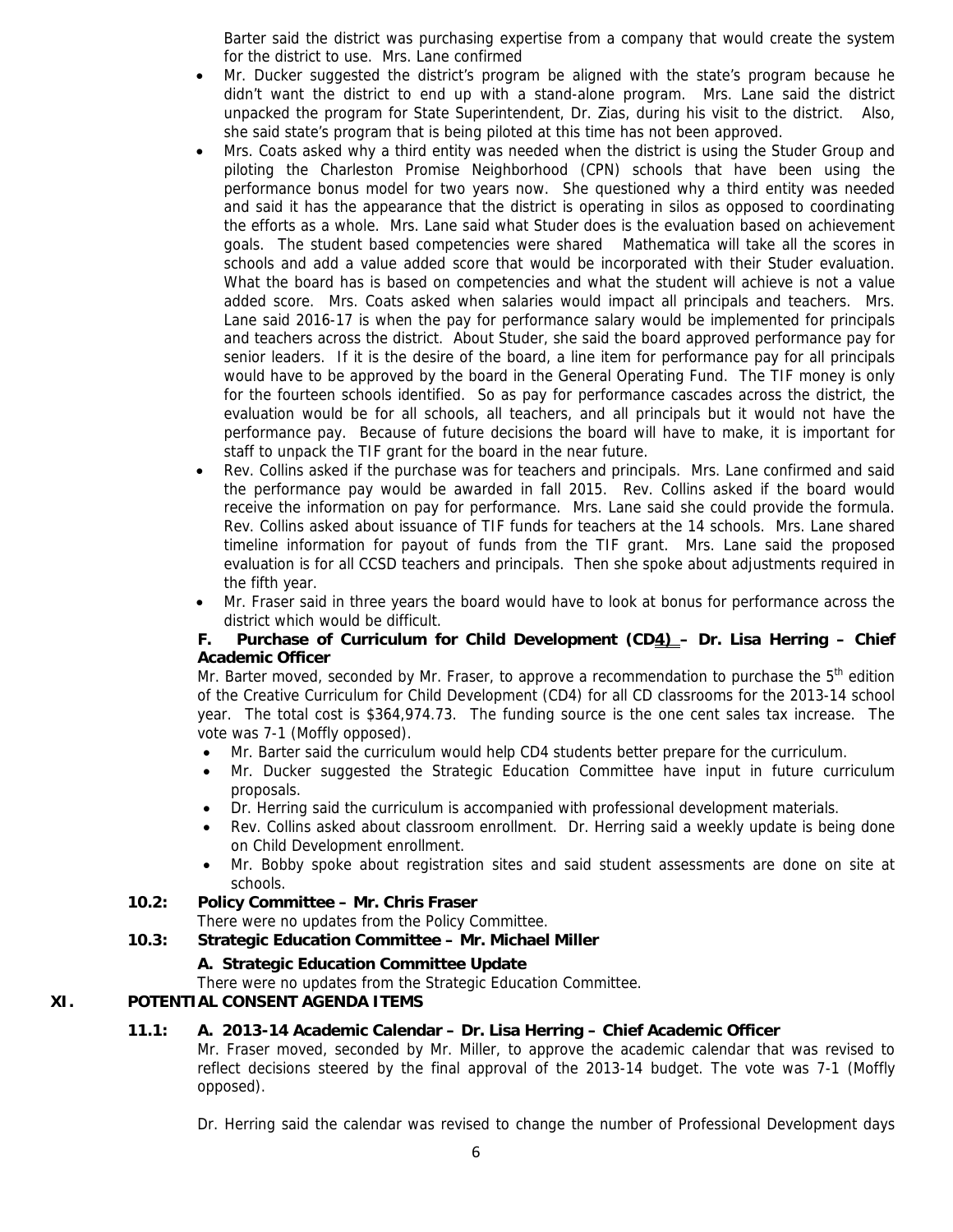Barter said the district was purchasing expertise from a company that would create the system for the district to use. Mrs. Lane confirmed

- Mr. Ducker suggested the district's program be aligned with the state's program because he didn't want the district to end up with a stand-alone program. Mrs. Lane said the district unpacked the program for State Superintendent, Dr. Zias, during his visit to the district. Also, she said state's program that is being piloted at this time has not been approved.
- Mrs. Coats asked why a third entity was needed when the district is using the Studer Group and piloting the Charleston Promise Neighborhood (CPN) schools that have been using the performance bonus model for two years now. She questioned why a third entity was needed and said it has the appearance that the district is operating in silos as opposed to coordinating the efforts as a whole. Mrs. Lane said what Studer does is the evaluation based on achievement goals. The student based competencies were shared Mathematica will take all the scores in schools and add a value added score that would be incorporated with their Studer evaluation. What the board has is based on competencies and what the student will achieve is not a value added score. Mrs. Coats asked when salaries would impact all principals and teachers. Mrs. Lane said 2016-17 is when the pay for performance salary would be implemented for principals and teachers across the district. About Studer, she said the board approved performance pay for senior leaders. If it is the desire of the board, a line item for performance pay for all principals would have to be approved by the board in the General Operating Fund. The TIF money is only for the fourteen schools identified. So as pay for performance cascades across the district, the evaluation would be for all schools, all teachers, and all principals but it would not have the performance pay. Because of future decisions the board will have to make, it is important for staff to unpack the TIF grant for the board in the near future.
- Rev. Collins asked if the purchase was for teachers and principals. Mrs. Lane confirmed and said the performance pay would be awarded in fall 2015. Rev. Collins asked if the board would receive the information on pay for performance. Mrs. Lane said she could provide the formula. Rev. Collins asked about issuance of TIF funds for teachers at the 14 schools. Mrs. Lane shared timeline information for payout of funds from the TIF grant. Mrs. Lane said the proposed evaluation is for all CCSD teachers and principals. Then she spoke about adjustments required in the fifth year.
- Mr. Fraser said in three years the board would have to look at bonus for performance across the district which would be difficult.

**F. Purchase of Curriculum for Child Development (CD4) – Dr. Lisa Herring – Chief Academic Officer**

Mr. Barter moved, seconded by Mr. Fraser, to approve a recommendation to purchase the 5th edition of the Creative Curriculum for Child Development (CD4) for all CD classrooms for the 2013-14 school year. The total cost is $364,974.73. The funding source is the one cent sales tax increase. The vote was 7-1 (Moffly opposed).

- Mr. Barter said the curriculum would help CD4 students better prepare for the curriculum.
- Mr. Ducker suggested the Strategic Education Committee have input in future curriculum proposals.
- Dr. Herring said the curriculum is accompanied with professional development materials.
- Rev. Collins asked about classroom enrollment. Dr. Herring said a weekly update is being done on Child Development enrollment.
- Mr. Bobby spoke about registration sites and said student assessments are done on site at schools.

**10.2: Policy Committee – Mr. Chris Fraser**

There were no updates from the Policy Committee.

**10.3: Strategic Education Committee – Mr. Michael Miller**

**A. Strategic Education Committee Update**

There were no updates from the Strategic Education Committee.

## XI. POTENTIAL CONSENT AGENDA ITEMS

**11.1: A. 2013-14 Academic Calendar – Dr. Lisa Herring – Chief Academic Officer**

Mr. Fraser moved, seconded by Mr. Miller, to approve the academic calendar that was revised to reflect decisions steered by the final approval of the 2013-14 budget. The vote was 7-1 (Moffly opposed).

Dr. Herring said the calendar was revised to change the number of Professional Development days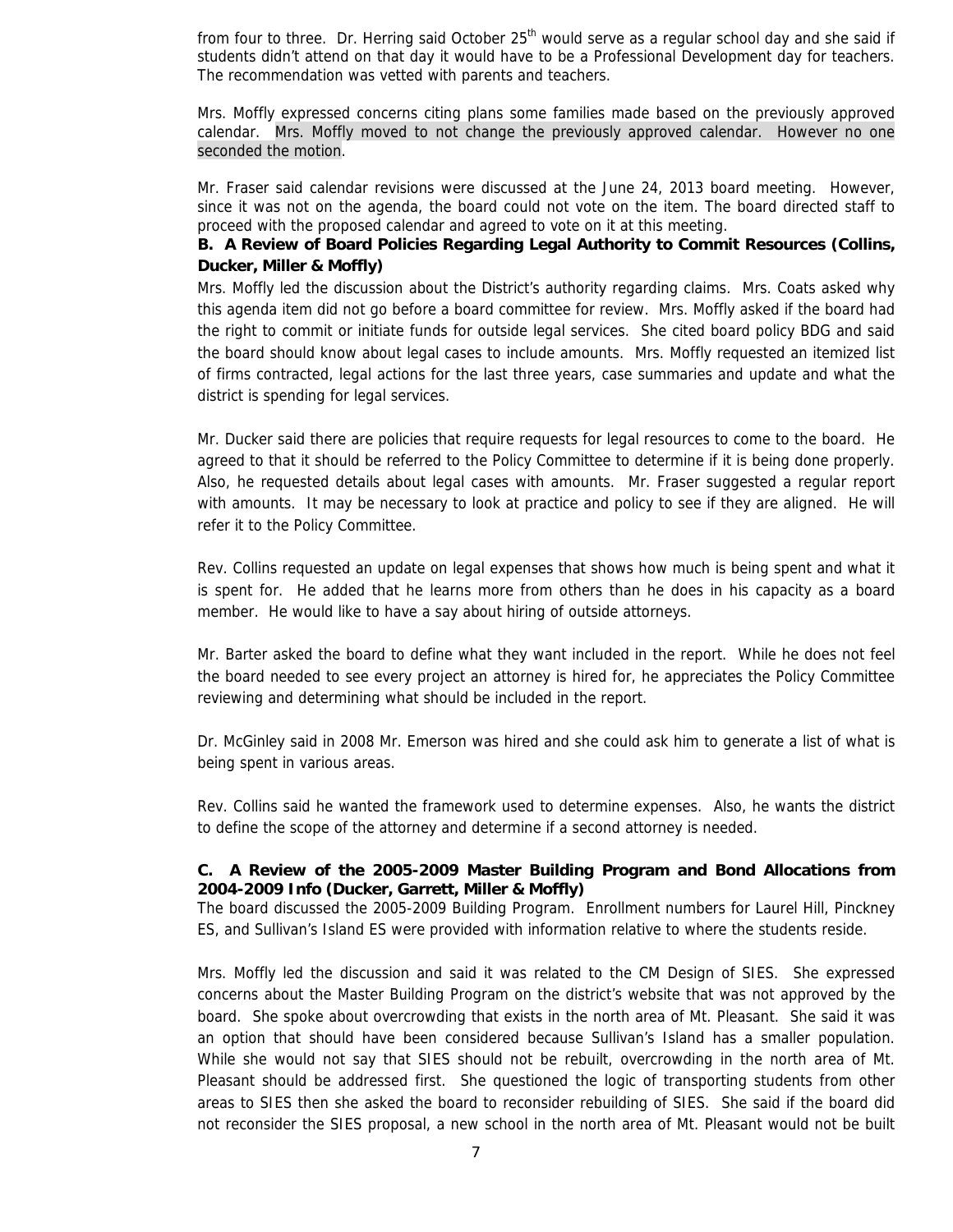from four to three. Dr. Herring said October 25th would serve as a regular school day and she said if students didn't attend on that day it would have to be a Professional Development day for teachers. The recommendation was vetted with parents and teachers.

Mrs. Moffly expressed concerns citing plans some families made based on the previously approved calendar. Mrs. Moffly moved to not change the previously approved calendar. However no one seconded the motion.

Mr. Fraser said calendar revisions were discussed at the June 24, 2013 board meeting. However, since it was not on the agenda, the board could not vote on the item. The board directed staff to proceed with the proposed calendar and agreed to vote on it at this meeting.

**B. A Review of Board Policies Regarding Legal Authority to Commit Resources (Collins, Ducker, Miller & Moffly)**

Mrs. Moffly led the discussion about the District's authority regarding claims. Mrs. Coats asked why this agenda item did not go before a board committee for review. Mrs. Moffly asked if the board had the right to commit or initiate funds for outside legal services. She cited board policy BDG and said the board should know about legal cases to include amounts. Mrs. Moffly requested an itemized list of firms contracted, legal actions for the last three years, case summaries and update and what the district is spending for legal services.

Mr. Ducker said there are policies that require requests for legal resources to come to the board. He agreed to that it should be referred to the Policy Committee to determine if it is being done properly. Also, he requested details about legal cases with amounts. Mr. Fraser suggested a regular report with amounts. It may be necessary to look at practice and policy to see if they are aligned. He will refer it to the Policy Committee.

Rev. Collins requested an update on legal expenses that shows how much is being spent and what it is spent for. He added that he learns more from others than he does in his capacity as a board member. He would like to have a say about hiring of outside attorneys.

Mr. Barter asked the board to define what they want included in the report. While he does not feel the board needed to see every project an attorney is hired for, he appreciates the Policy Committee reviewing and determining what should be included in the report.

Dr. McGinley said in 2008 Mr. Emerson was hired and she could ask him to generate a list of what is being spent in various areas.

Rev. Collins said he wanted the framework used to determine expenses. Also, he wants the district to define the scope of the attorney and determine if a second attorney is needed.

**C. A Review of the 2005-2009 Master Building Program and Bond Allocations from 2004-2009 Info (Ducker, Garrett, Miller & Moffly)**

The board discussed the 2005-2009 Building Program. Enrollment numbers for Laurel Hill, Pinckney ES, and Sullivan's Island ES were provided with information relative to where the students reside.

Mrs. Moffly led the discussion and said it was related to the CM Design of SIES. She expressed concerns about the Master Building Program on the district's website that was not approved by the board. She spoke about overcrowding that exists in the north area of Mt. Pleasant. She said it was an option that should have been considered because Sullivan's Island has a smaller population. While she would not say that SIES should not be rebuilt, overcrowding in the north area of Mt. Pleasant should be addressed first. She questioned the logic of transporting students from other areas to SIES then she asked the board to reconsider rebuilding of SIES. She said if the board did not reconsider the SIES proposal, a new school in the north area of Mt. Pleasant would not be built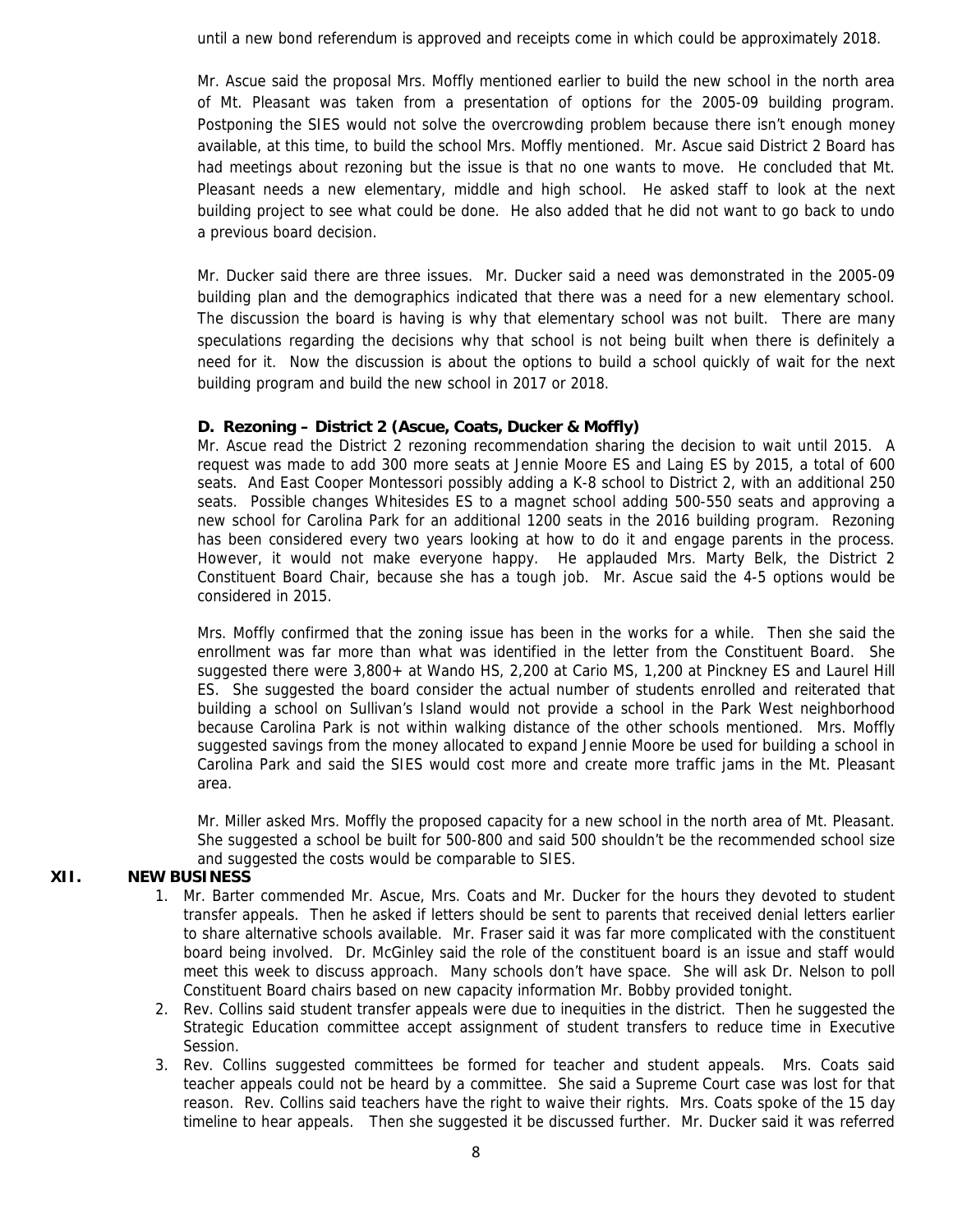until a new bond referendum is approved and receipts come in which could be approximately 2018.

Mr. Ascue said the proposal Mrs. Moffly mentioned earlier to build the new school in the north area of Mt. Pleasant was taken from a presentation of options for the 2005-09 building program. Postponing the SIES would not solve the overcrowding problem because there isn't enough money available, at this time, to build the school Mrs. Moffly mentioned. Mr. Ascue said District 2 Board has had meetings about rezoning but the issue is that no one wants to move. He concluded that Mt. Pleasant needs a new elementary, middle and high school. He asked staff to look at the next building project to see what could be done. He also added that he did not want to go back to undo a previous board decision.

Mr. Ducker said there are three issues. Mr. Ducker said a need was demonstrated in the 2005-09 building plan and the demographics indicated that there was a need for a new elementary school. The discussion the board is having is why that elementary school was not built. There are many speculations regarding the decisions why that school is not being built when there is definitely a need for it. Now the discussion is about the options to build a school quickly of wait for the next building program and build the new school in 2017 or 2018.

**D. Rezoning – District 2 (Ascue, Coats, Ducker & Moffly)**

Mr. Ascue read the District 2 rezoning recommendation sharing the decision to wait until 2015. A request was made to add 300 more seats at Jennie Moore ES and Laing ES by 2015, a total of 600 seats. And East Cooper Montessori possibly adding a K-8 school to District 2, with an additional 250 seats. Possible changes Whitesides ES to a magnet school adding 500-550 seats and approving a new school for Carolina Park for an additional 1200 seats in the 2016 building program. Rezoning has been considered every two years looking at how to do it and engage parents in the process. However, it would not make everyone happy. He applauded Mrs. Marty Belk, the District 2 Constituent Board Chair, because she has a tough job. Mr. Ascue said the 4-5 options would be considered in 2015.

Mrs. Moffly confirmed that the zoning issue has been in the works for a while. Then she said the enrollment was far more than what was identified in the letter from the Constituent Board. She suggested there were 3,800+ at Wando HS, 2,200 at Cario MS, 1,200 at Pinckney ES and Laurel Hill ES. She suggested the board consider the actual number of students enrolled and reiterated that building a school on Sullivan's Island would not provide a school in the Park West neighborhood because Carolina Park is not within walking distance of the other schools mentioned. Mrs. Moffly suggested savings from the money allocated to expand Jennie Moore be used for building a school in Carolina Park and said the SIES would cost more and create more traffic jams in the Mt. Pleasant area.

Mr. Miller asked Mrs. Moffly the proposed capacity for a new school in the north area of Mt. Pleasant. She suggested a school be built for 500-800 and said 500 shouldn't be the recommended school size and suggested the costs would be comparable to SIES.

## XII. NEW BUSINESS

1. Mr. Barter commended Mr. Ascue, Mrs. Coats and Mr. Ducker for the hours they devoted to student transfer appeals. Then he asked if letters should be sent to parents that received denial letters earlier to share alternative schools available. Mr. Fraser said it was far more complicated with the constituent board being involved. Dr. McGinley said the role of the constituent board is an issue and staff would meet this week to discuss approach. Many schools don't have space. She will ask Dr. Nelson to poll Constituent Board chairs based on new capacity information Mr. Bobby provided tonight.
2. Rev. Collins said student transfer appeals were due to inequities in the district. Then he suggested the Strategic Education committee accept assignment of student transfers to reduce time in Executive Session.
3. Rev. Collins suggested committees be formed for teacher and student appeals. Mrs. Coats said teacher appeals could not be heard by a committee. She said a Supreme Court case was lost for that reason. Rev. Collins said teachers have the right to waive their rights. Mrs. Coats spoke of the 15 day timeline to hear appeals. Then she suggested it be discussed further. Mr. Ducker said it was referred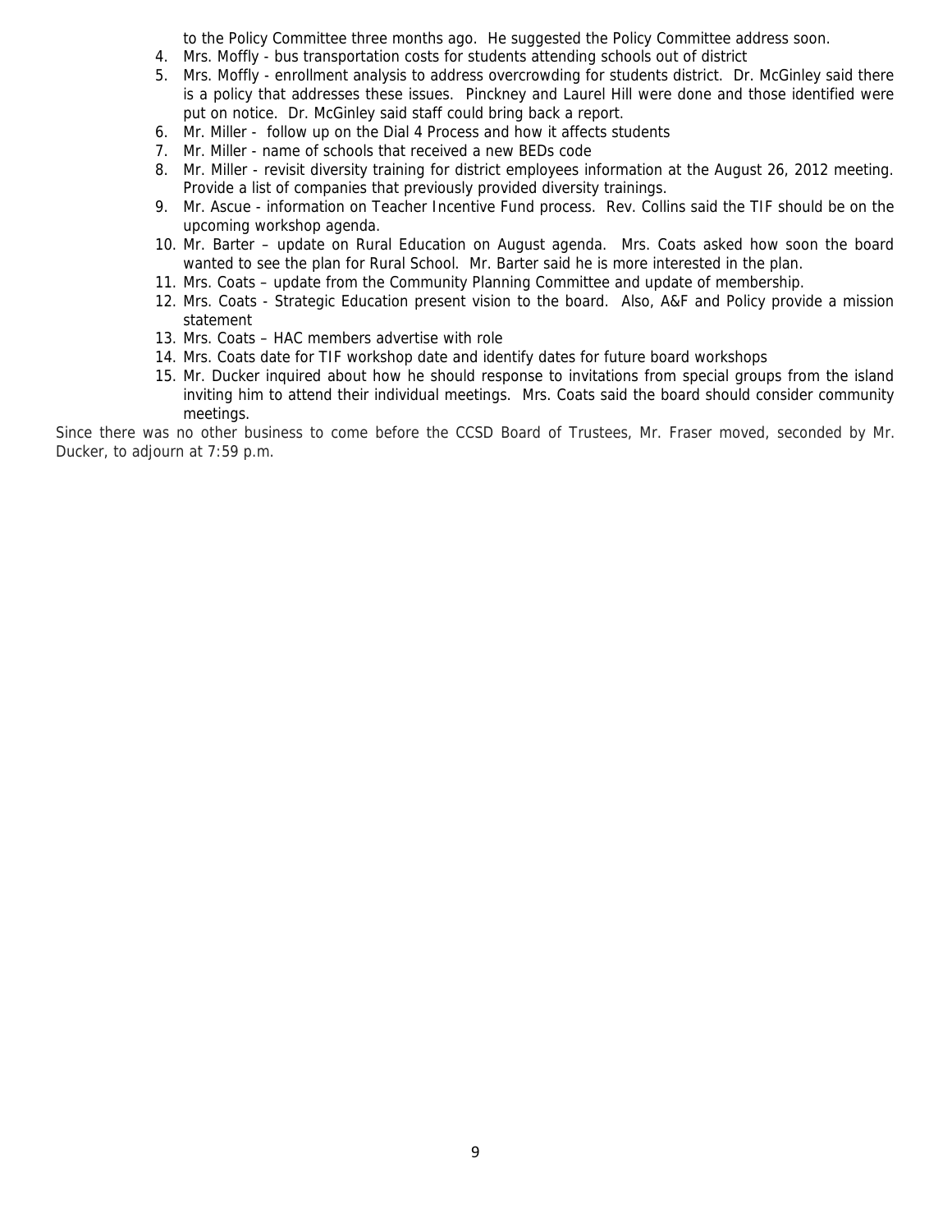to the Policy Committee three months ago. He suggested the Policy Committee address soon.

4. Mrs. Moffly - bus transportation costs for students attending schools out of district
5. Mrs. Moffly - enrollment analysis to address overcrowding for students district. Dr. McGinley said there is a policy that addresses these issues. Pinckney and Laurel Hill were done and those identified were put on notice. Dr. McGinley said staff could bring back a report.
6. Mr. Miller - follow up on the Dial 4 Process and how it affects students
7. Mr. Miller - name of schools that received a new BEDs code
8. Mr. Miller - revisit diversity training for district employees information at the August 26, 2012 meeting. Provide a list of companies that previously provided diversity trainings.
9. Mr. Ascue - information on Teacher Incentive Fund process. Rev. Collins said the TIF should be on the upcoming workshop agenda.
10. Mr. Barter – update on Rural Education on August agenda. Mrs. Coats asked how soon the board wanted to see the plan for Rural School. Mr. Barter said he is more interested in the plan.
11. Mrs. Coats – update from the Community Planning Committee and update of membership.
12. Mrs. Coats - Strategic Education present vision to the board. Also, A&F and Policy provide a mission statement
13. Mrs. Coats – HAC members advertise with role
14. Mrs. Coats date for TIF workshop date and identify dates for future board workshops
15. Mr. Ducker inquired about how he should response to invitations from special groups from the island inviting him to attend their individual meetings. Mrs. Coats said the board should consider community meetings.

Since there was no other business to come before the CCSD Board of Trustees, Mr. Fraser moved, seconded by Mr. Ducker, to adjourn at 7:59 p.m.